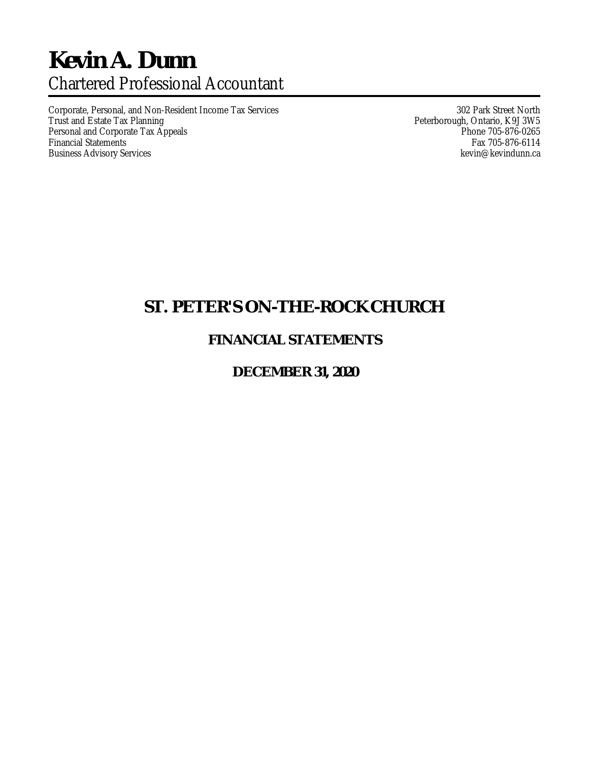# Kevin A. Dunn

Chartered Professional Accountant

Corporate, Personal, and Non-Resident Income Tax Services
Trust and Estate Tax Planning
Personal and Corporate Tax Appeals
Financial Statements
Business Advisory Services

302 Park Street North
Peterborough, Ontario, K9J 3W5
Phone 705-876-0265
Fax 705-876-6114
kevin@kevindunn.ca

# ST. PETER'S ON-THE-ROCK CHURCH

## FINANCIAL STATEMENTS

## DECEMBER 31, 2020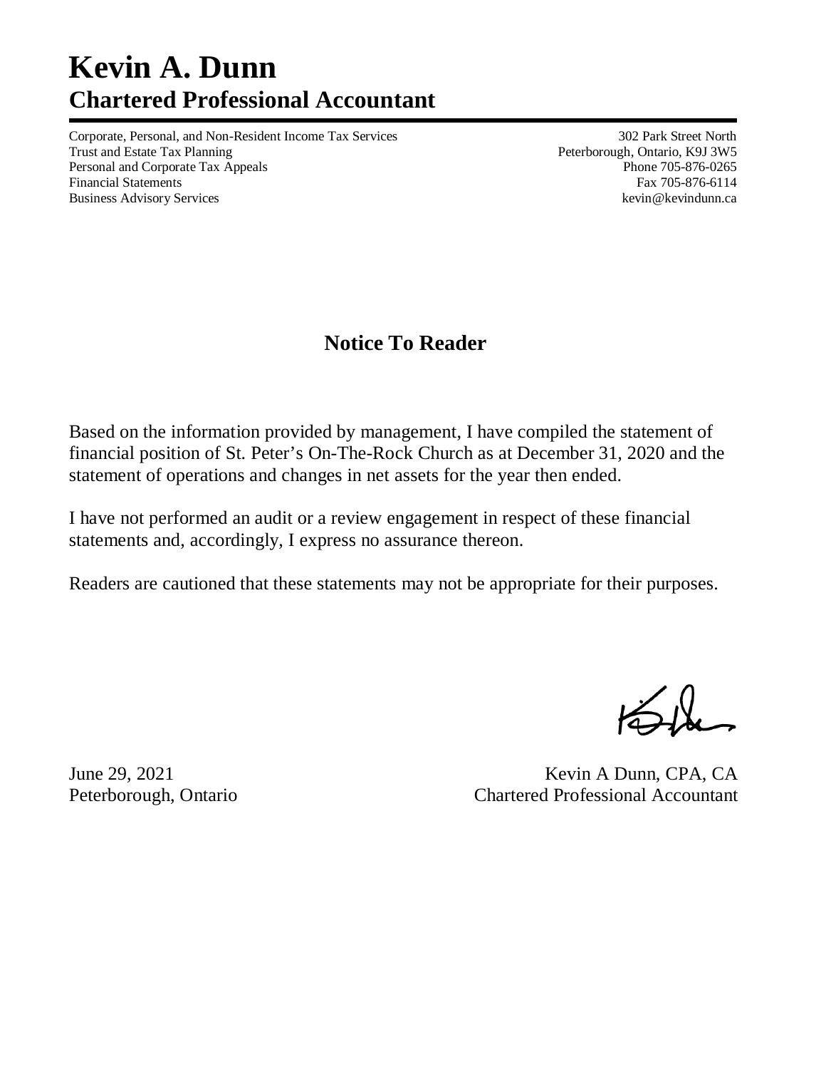# Kevin A. Dunn
## Chartered Professional Accountant

Corporate, Personal, and Non-Resident Income Tax Services
Trust and Estate Tax Planning
Personal and Corporate Tax Appeals
Financial Statements
Business Advisory Services

302 Park Street North
Peterborough, Ontario, K9J 3W5
Phone 705-876-0265
Fax 705-876-6114
kevin@kevindunn.ca

## Notice To Reader

Based on the information provided by management, I have compiled the statement of financial position of St. Peter's On-The-Rock Church as at December 31, 2020 and the statement of operations and changes in net assets for the year then ended.

I have not performed an audit or a review engagement in respect of these financial statements and, accordingly, I express no assurance thereon.

Readers are cautioned that these statements may not be appropriate for their purposes.

June 29, 2021
Peterborough, Ontario

Kevin A Dunn, CPA, CA
Chartered Professional Accountant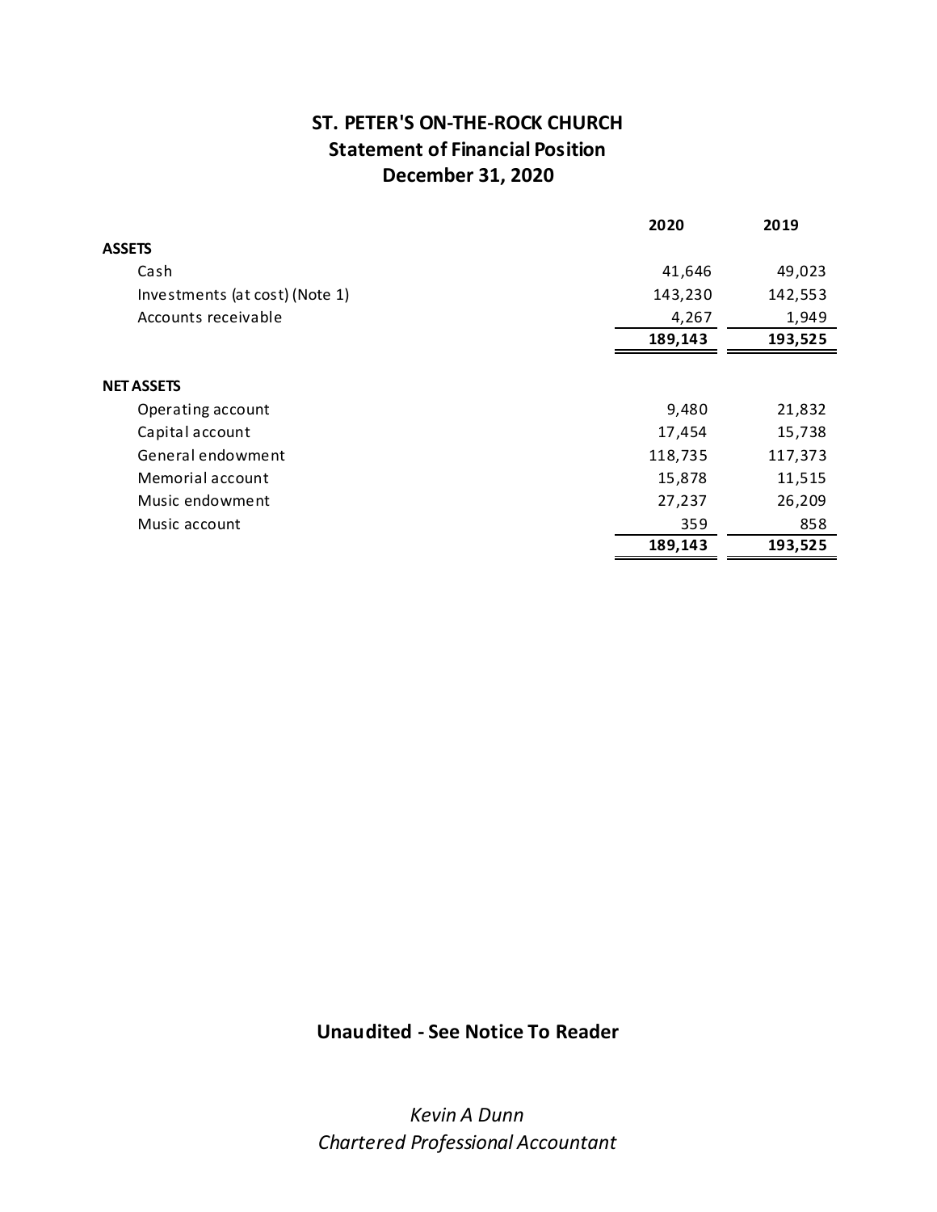# ST. PETER'S ON-THE-ROCK CHURCH
## Statement of Financial Position
## December 31, 2020

| | 2020 | 2019 |
|---|---|---|
| **ASSETS** | | |
| Cash | 41,646 | 49,023 |
| Investments (at cost) (Note 1) | 143,230 | 142,553 |
| Accounts receivable | 4,267 | 1,949 |
| | **189,143** | **193,525** |
| **NET ASSETS** | | |
| Operating account | 9,480 | 21,832 |
| Capital account | 17,454 | 15,738 |
| General endowment | 118,735 | 117,373 |
| Memorial account | 15,878 | 11,515 |
| Music endowment | 27,237 | 26,209 |
| Music account | 359 | 858 |
| | **189,143** | **193,525** |

**Unaudited - See Notice To Reader**

*Kevin A Dunn*
*Chartered Professional Accountant*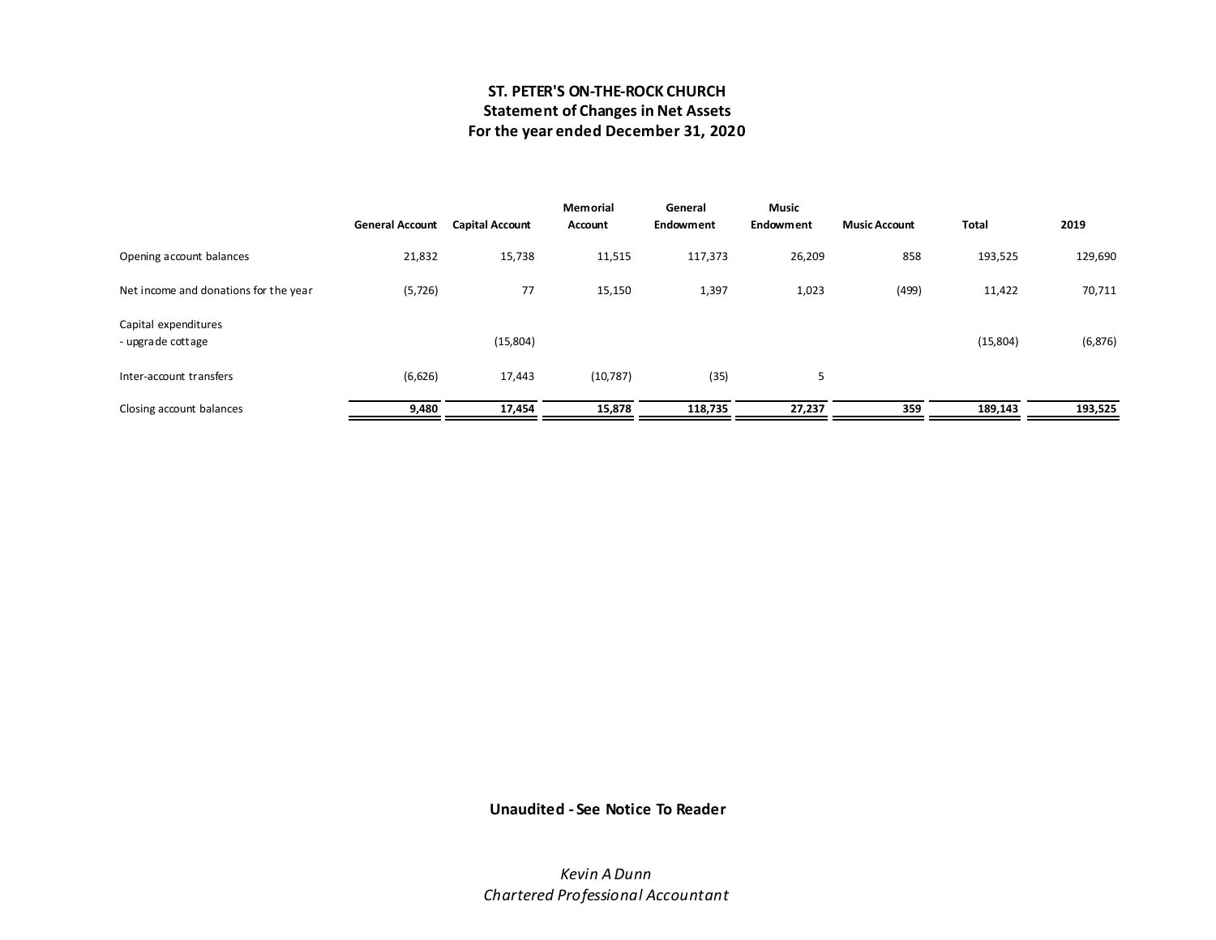# ST. PETER'S ON-THE-ROCK CHURCH
## Statement of Changes in Net Assets
## For the year ended December 31, 2020

| | General Account | Capital Account | Memorial Account | General Endowment | Music Endowment | Music Account | Total | 2019 |
|---|---|---|---|---|---|---|---|---|
| Opening account balances | 21,832 | 15,738 | 11,515 | 117,373 | 26,209 | 858 | 193,525 | 129,690 |
| Net income and donations for the year | (5,726) | 77 | 15,150 | 1,397 | 1,023 | (499) | 11,422 | 70,711 |
| Capital expenditures | | | | | | | | |
| - upgrade cottage | | (15,804) | | | | | (15,804) | (6,876) |
| Inter-account transfers | (6,626) | 17,443 | (10,787) | (35) | 5 | | | |
| Closing account balances | **9,480** | **17,454** | **15,878** | **118,735** | **27,237** | **359** | **189,143** | **193,525** |

**Unaudited - See Notice To Reader**

*Kevin A Dunn*
*Chartered Professional Accountant*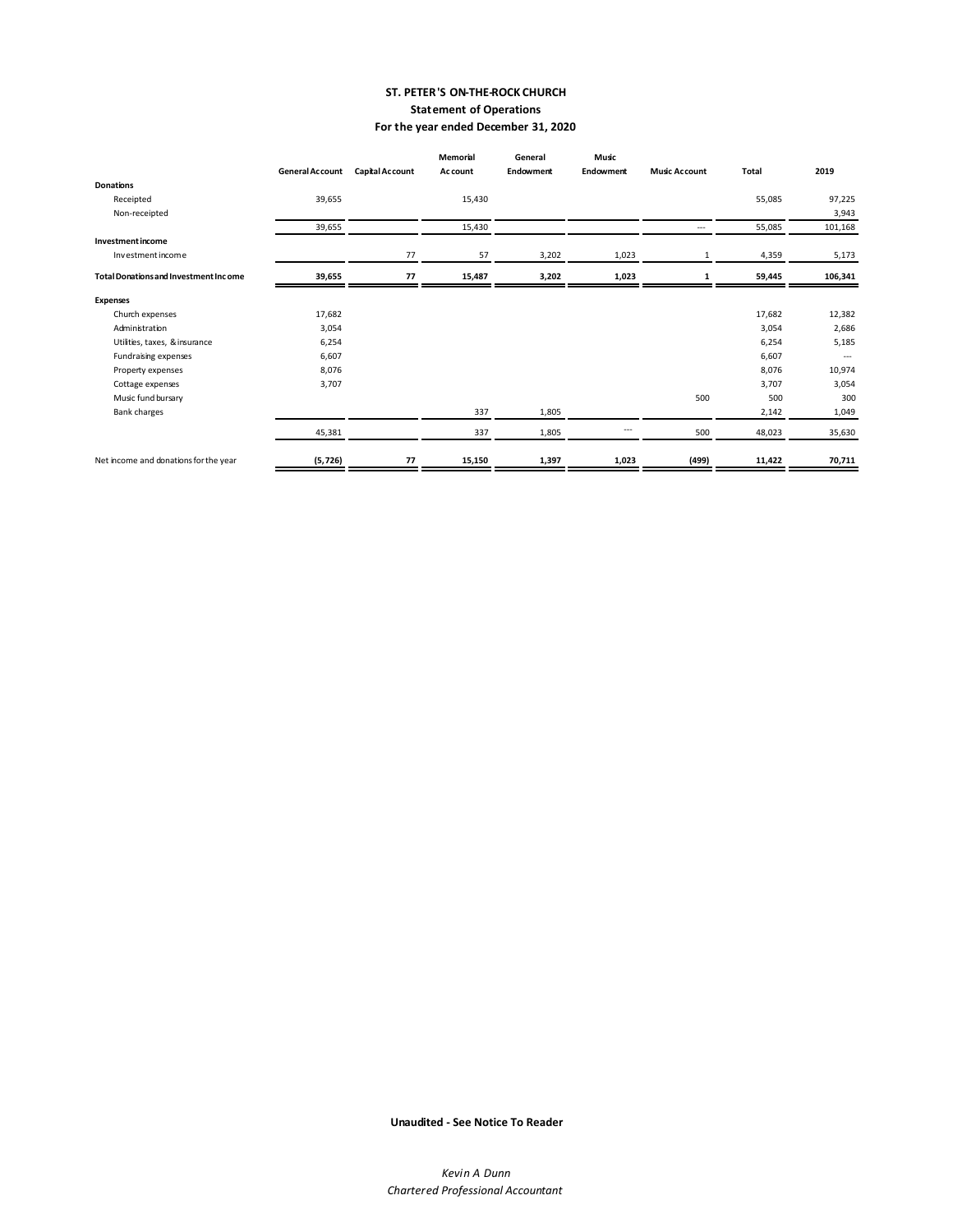# ST. PETER'S ON-THE-ROCK CHURCH

## Statement of Operations

### For the year ended December 31, 2020

| | General Account | Capital Account | Memorial Account | General Endowment | Music Endowment | Music Account | Total | 2019 |
|---|---|---|---|---|---|---|---|---|
| **Donations** | | | | | | | | |
| Receipted | 39,655 | | 15,430 | | | | 55,085 | 97,225 |
| Non-receipted | | | | | | | | 3,943 |
| | 39,655 | | 15,430 | | | --- | 55,085 | 101,168 |
| **Investment income** | | | | | | | | |
| Investment income | | 77 | 57 | 3,202 | 1,023 | 1 | 4,359 | 5,173 |
| **Total Donations and Investment Income** | **39,655** | **77** | **15,487** | **3,202** | **1,023** | **1** | **59,445** | **106,341** |
| **Expenses** | | | | | | | | |
| Church expenses | 17,682 | | | | | | 17,682 | 12,382 |
| Administration | 3,054 | | | | | | 3,054 | 2,686 |
| Utilities, taxes, & insurance | 6,254 | | | | | | 6,254 | 5,185 |
| Fundraising expenses | 6,607 | | | | | | 6,607 | --- |
| Property expenses | 8,076 | | | | | | 8,076 | 10,974 |
| Cottage expenses | 3,707 | | | | | | 3,707 | 3,054 |
| Music fund bursary | | | | | | 500 | 500 | 300 |
| Bank charges | | | 337 | 1,805 | | | 2,142 | 1,049 |
| | 45,381 | | 337 | 1,805 | --- | 500 | 48,023 | 35,630 |
| Net income and donations for the year | **(5,726)** | **77** | **15,150** | **1,397** | **1,023** | **(499)** | **11,422** | **70,711** |

**Unaudited - See Notice To Reader**

*Kevin A Dunn*
*Chartered Professional Accountant*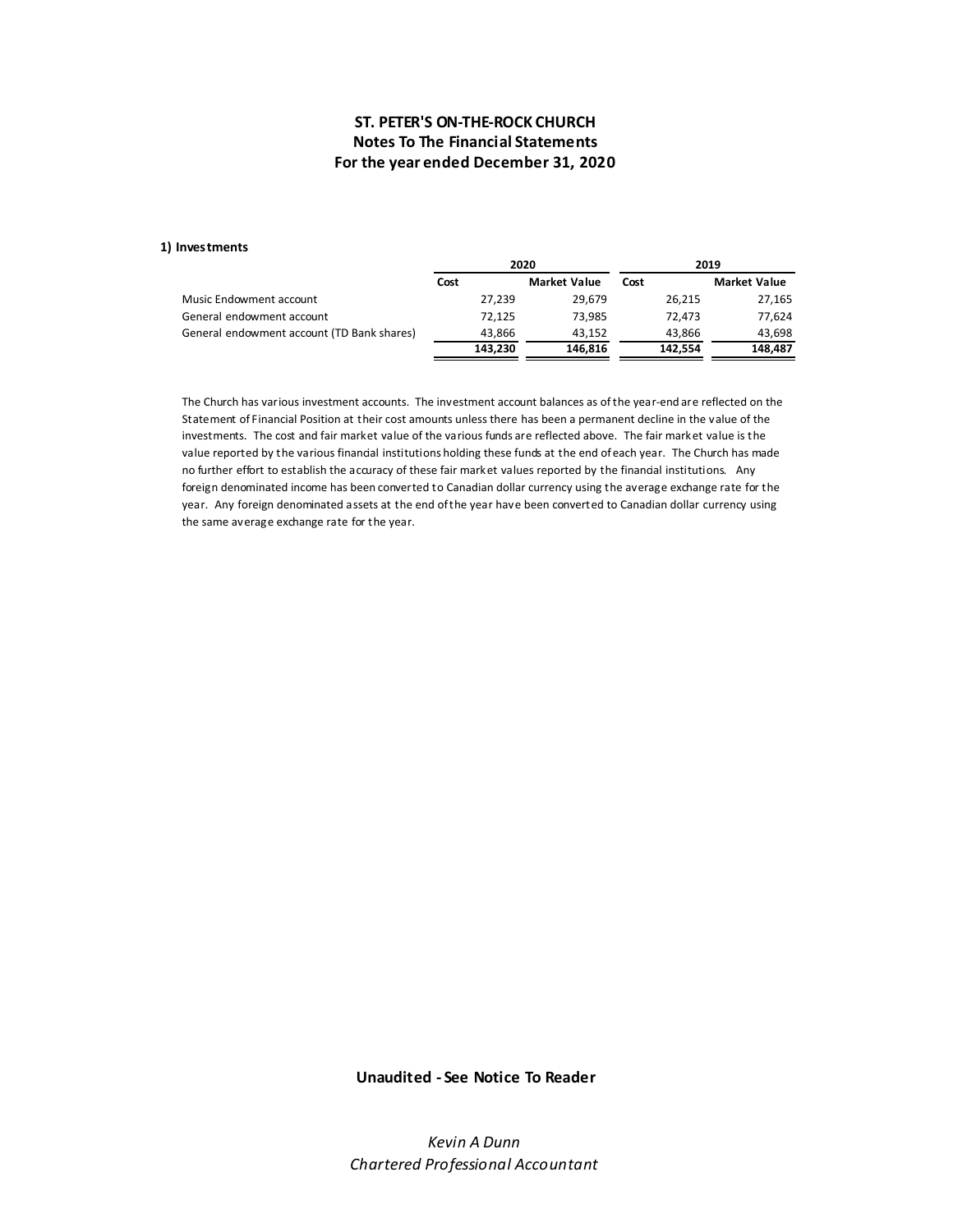# ST. PETER'S ON-THE-ROCK CHURCH
## Notes To The Financial Statements
## For the year ended December 31, 2020

### 1) Investments

| | 2020 | | 2019 | |
|---|---|---|---|---|
| | Cost | Market Value | Cost | Market Value |
| Music Endowment account | 27,239 | 29,679 | 26,215 | 27,165 |
| General endowment account | 72,125 | 73,985 | 72,473 | 77,624 |
| General endowment account (TD Bank shares) | 43,866 | 43,152 | 43,866 | 43,698 |
| | **143,230** | **146,816** | **142,554** | **148,487** |

The Church has various investment accounts. The investment account balances as of the year-end are reflected on the Statement of Financial Position at their cost amounts unless there has been a permanent decline in the value of the investments. The cost and fair market value of the various funds are reflected above. The fair market value is the value reported by the various financial institutions holding these funds at the end of each year. The Church has made no further effort to establish the accuracy of these fair market values reported by the financial institutions. Any foreign denominated income has been converted to Canadian dollar currency using the average exchange rate for the year. Any foreign denominated assets at the end of the year have been converted to Canadian dollar currency using the same average exchange rate for the year.

**Unaudited - See Notice To Reader**

*Kevin A Dunn*
*Chartered Professional Accountant*